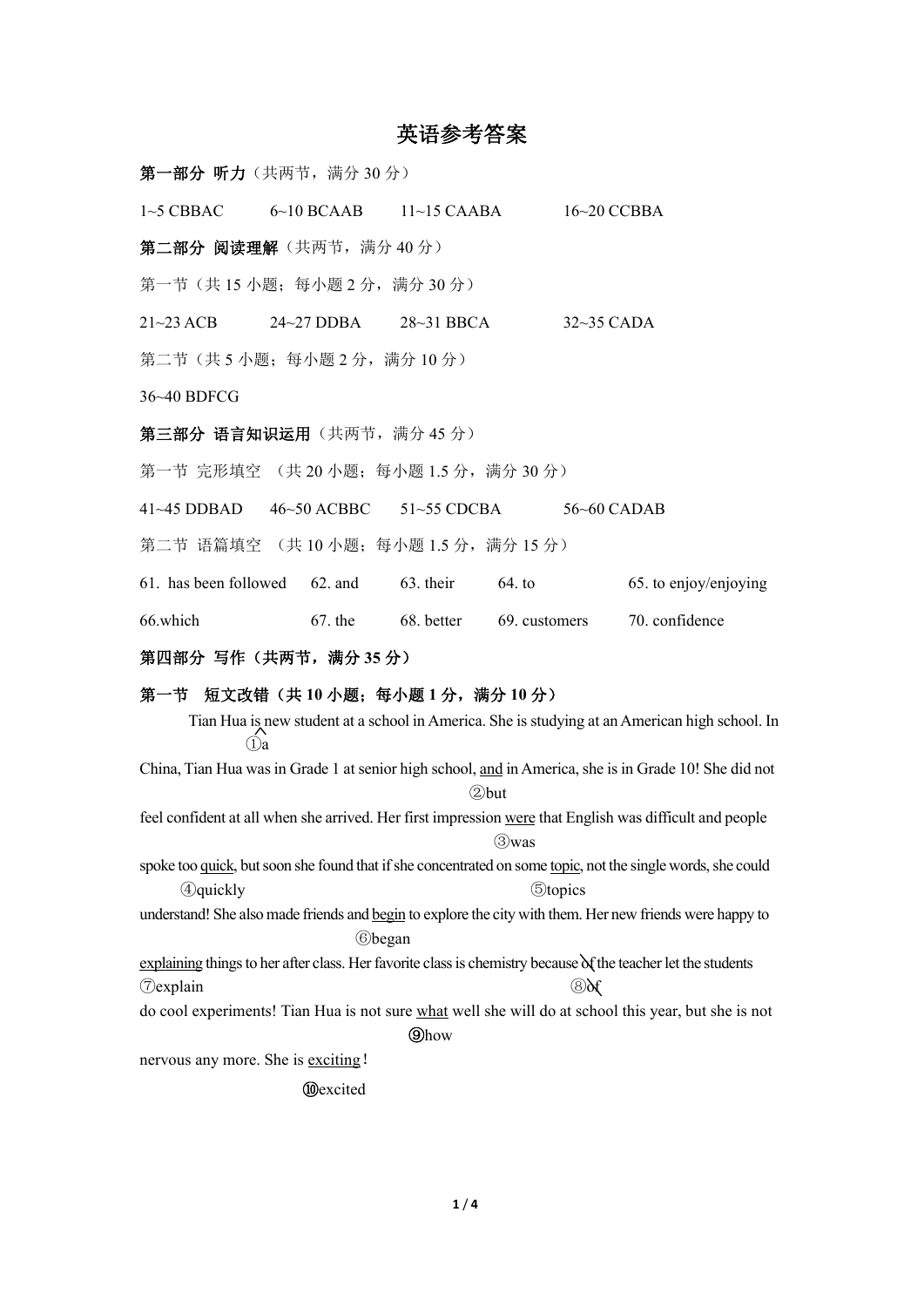# 英语参考答案

**第一部分 听力**（共两节，满分 30 分）

1~5 CBBAC　　6~10 BCAAB　　11~15 CAABA　　16~20 CCBBA

**第二部分 阅读理解**（共两节，满分 40 分）

第一节（共 15 小题；每小题 2 分，满分 30 分）

21~23 ACB　　24~27 DDBA　　28~31 BBCA　　32~35 CADA

第二节（共 5 小题；每小题 2 分，满分 10 分）

36~40 BDFCG

**第三部分 语言知识运用**（共两节，满分 45 分）

第一节 完形填空 （共 20 小题；每小题 1.5 分，满分 30 分）

41~45 DDBAD　　46~50 ACBBC　　51~55 CDCBA　　56~60 CADAB

第二节 语篇填空 （共 10 小题；每小题 1.5 分，满分 15 分）

61. has been followed　62. and　63. their　64. to　65. to enjoy/enjoying

66. which　67. the　68. better　69. customers　70. confidence

**第四部分 写作（共两节，满分 35 分）**

**第一节 短文改错（共 10 小题；每小题 1 分，满分 10 分）**

Tian Hua is ^ new student at a school in America. She is studying at an American high school. In China, Tian Hua was in Grade 1 at senior high school, and in America, she is in Grade 10! She did not feel confident at all when she arrived. Her first impression were that English was difficult and people spoke too quick, but soon she found that if she concentrated on some topic, not the single words, she could understand! She also made friends and begin to explore the city with them. Her new friends were happy to explaining things to her after class. Her favorite class is chemistry because of the teacher let the students do cool experiments! Tian Hua is not sure what well she will do at school this year, but she is not nervous any more. She is exciting!

①is 后加 a
②and → but
③were → was
④quick → quickly
⑤topic → topics
⑥begin → began
⑦explaining → explain
⑧删除 of
⑨what → how
⑩exciting → excited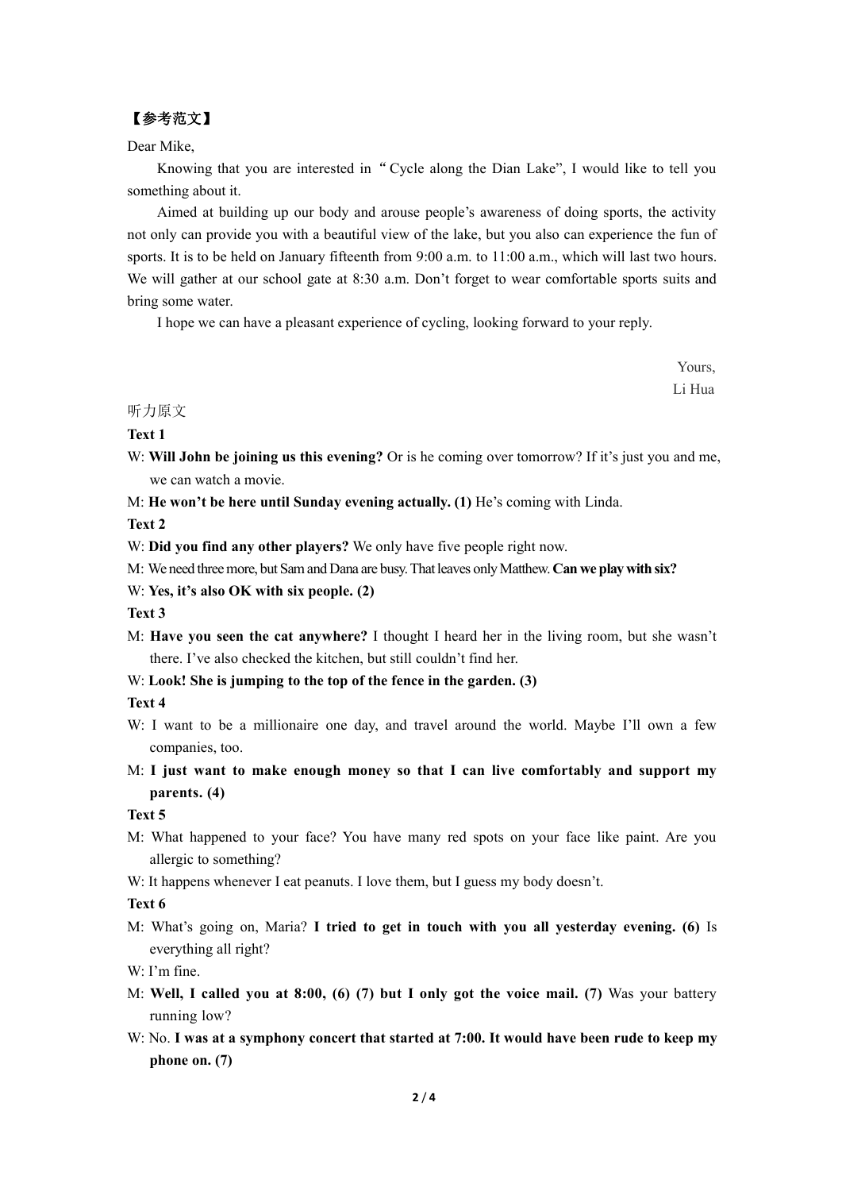【参考范文】

Dear Mike,

Knowing that you are interested in "Cycle along the Dian Lake", I would like to tell you something about it.

Aimed at building up our body and arouse people's awareness of doing sports, the activity not only can provide you with a beautiful view of the lake, but you also can experience the fun of sports. It is to be held on January fifteenth from 9:00 a.m. to 11:00 a.m., which will last two hours. We will gather at our school gate at 8:30 a.m. Don't forget to wear comfortable sports suits and bring some water.

I hope we can have a pleasant experience of cycling, looking forward to your reply.

Yours,
Li Hua

听力原文

**Text 1**

W: **Will John be joining us this evening?** Or is he coming over tomorrow? If it's just you and me, we can watch a movie.

M: **He won't be here until Sunday evening actually. (1)** He's coming with Linda.

**Text 2**

W: **Did you find any other players?** We only have five people right now.

M: We need three more, but Sam and Dana are busy. That leaves only Matthew. **Can we play with six?**

W: **Yes, it's also OK with six people. (2)**

**Text 3**

M: **Have you seen the cat anywhere?** I thought I heard her in the living room, but she wasn't there. I've also checked the kitchen, but still couldn't find her.

W: **Look! She is jumping to the top of the fence in the garden. (3)**

**Text 4**

W: I want to be a millionaire one day, and travel around the world. Maybe I'll own a few companies, too.

M: **I just want to make enough money so that I can live comfortably and support my parents. (4)**

**Text 5**

M: What happened to your face? You have many red spots on your face like paint. Are you allergic to something?

W: It happens whenever I eat peanuts. I love them, but I guess my body doesn't.

**Text 6**

M: What's going on, Maria? **I tried to get in touch with you all yesterday evening. (6)** Is everything all right?

W: I'm fine.

M: **Well, I called you at 8:00, (6) (7) but I only got the voice mail. (7)** Was your battery running low?

W: No. **I was at a symphony concert that started at 7:00. It would have been rude to keep my phone on. (7)**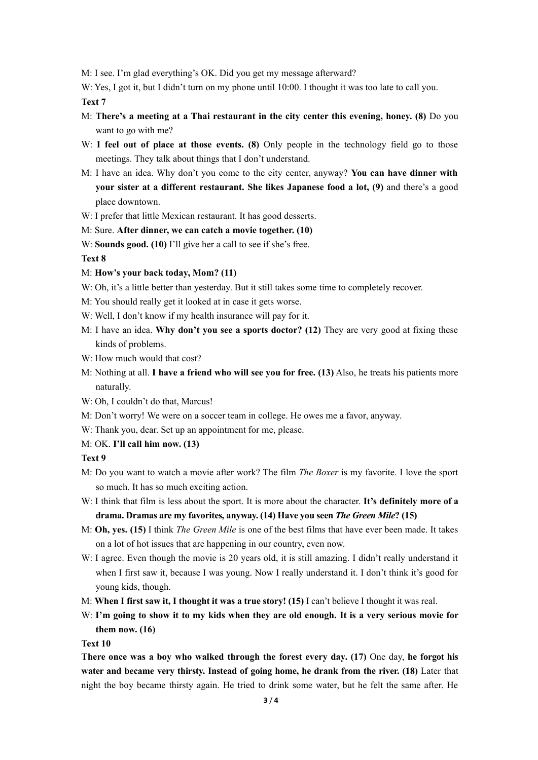M: I see. I'm glad everything's OK. Did you get my message afterward?

W: Yes, I got it, but I didn't turn on my phone until 10:00. I thought it was too late to call you.

**Text 7**

M: **There's a meeting at a Thai restaurant in the city center this evening, honey. (8)** Do you want to go with me?

W: **I feel out of place at those events. (8)** Only people in the technology field go to those meetings. They talk about things that I don't understand.

M: I have an idea. Why don't you come to the city center, anyway? **You can have dinner with your sister at a different restaurant. She likes Japanese food a lot, (9)** and there's a good place downtown.

W: I prefer that little Mexican restaurant. It has good desserts.

M: Sure. **After dinner, we can catch a movie together. (10)**

W: **Sounds good. (10)** I'll give her a call to see if she's free.

**Text 8**

M: **How's your back today, Mom? (11)**

W: Oh, it's a little better than yesterday. But it still takes some time to completely recover.

M: You should really get it looked at in case it gets worse.

W: Well, I don't know if my health insurance will pay for it.

M: I have an idea. **Why don't you see a sports doctor? (12)** They are very good at fixing these kinds of problems.

W: How much would that cost?

M: Nothing at all. **I have a friend who will see you for free. (13)** Also, he treats his patients more naturally.

W: Oh, I couldn't do that, Marcus!

M: Don't worry! We were on a soccer team in college. He owes me a favor, anyway.

W: Thank you, dear. Set up an appointment for me, please.

M: OK. **I'll call him now. (13)**

**Text 9**

M: Do you want to watch a movie after work? The film *The Boxer* is my favorite. I love the sport so much. It has so much exciting action.

W: I think that film is less about the sport. It is more about the character. **It's definitely more of a drama. Dramas are my favorites, anyway. (14) Have you seen *The Green Mile*? (15)**

M: **Oh, yes. (15)** I think *The Green Mile* is one of the best films that have ever been made. It takes on a lot of hot issues that are happening in our country, even now.

W: I agree. Even though the movie is 20 years old, it is still amazing. I didn't really understand it when I first saw it, because I was young. Now I really understand it. I don't think it's good for young kids, though.

M: **When I first saw it, I thought it was a true story! (15)** I can't believe I thought it was real.

W: **I'm going to show it to my kids when they are old enough. It is a very serious movie for them now. (16)**

**Text 10**

**There once was a boy who walked through the forest every day. (17)** One day, **he forgot his water and became very thirsty. Instead of going home, he drank from the river. (18)** Later that night the boy became thirsty again. He tried to drink some water, but he felt the same after. He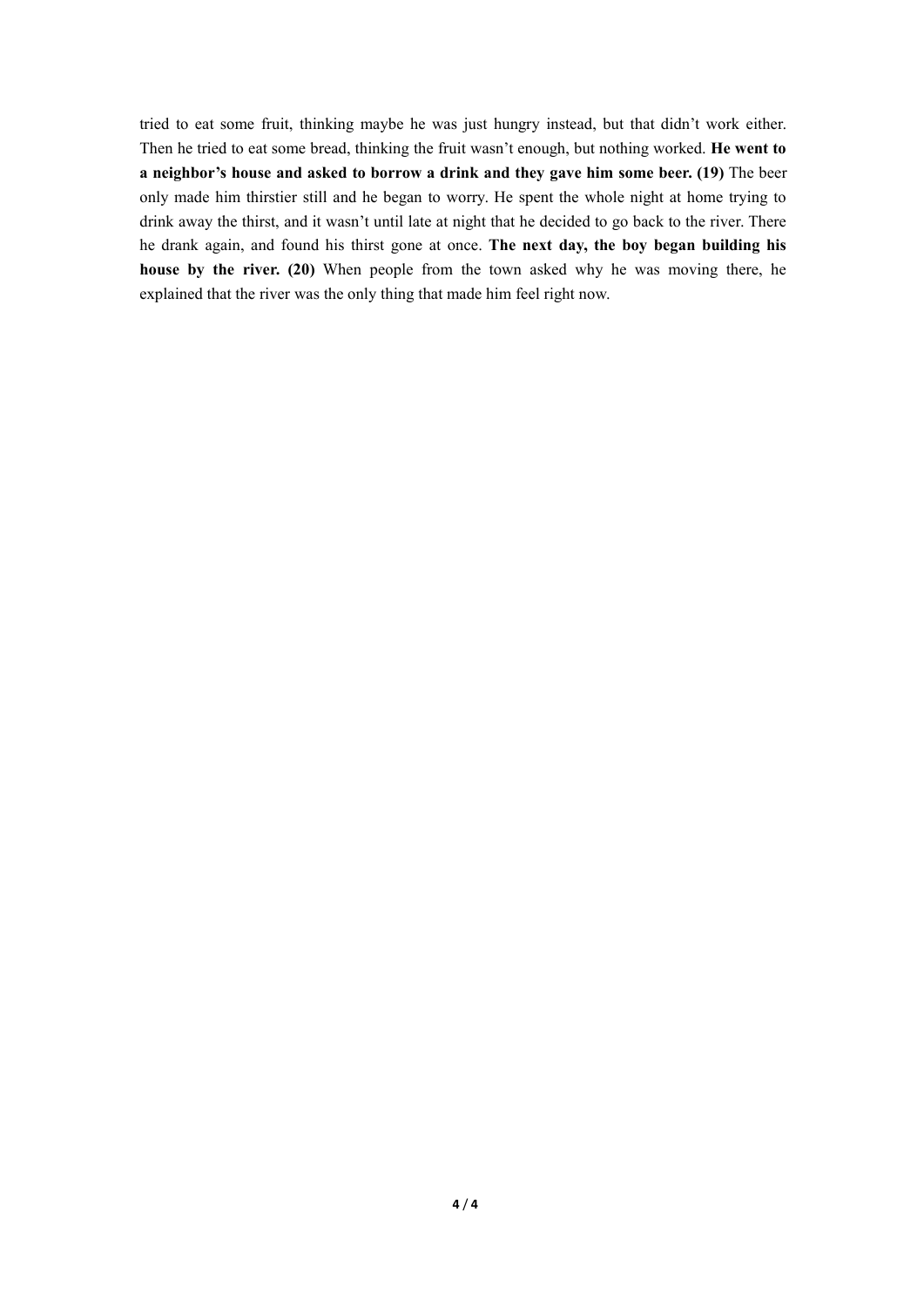tried to eat some fruit, thinking maybe he was just hungry instead, but that didn't work either. Then he tried to eat some bread, thinking the fruit wasn't enough, but nothing worked. **He went to a neighbor's house and asked to borrow a drink and they gave him some beer. (19)** The beer only made him thirstier still and he began to worry. He spent the whole night at home trying to drink away the thirst, and it wasn't until late at night that he decided to go back to the river. There he drank again, and found his thirst gone at once. **The next day, the boy began building his house by the river. (20)** When people from the town asked why he was moving there, he explained that the river was the only thing that made him feel right now.